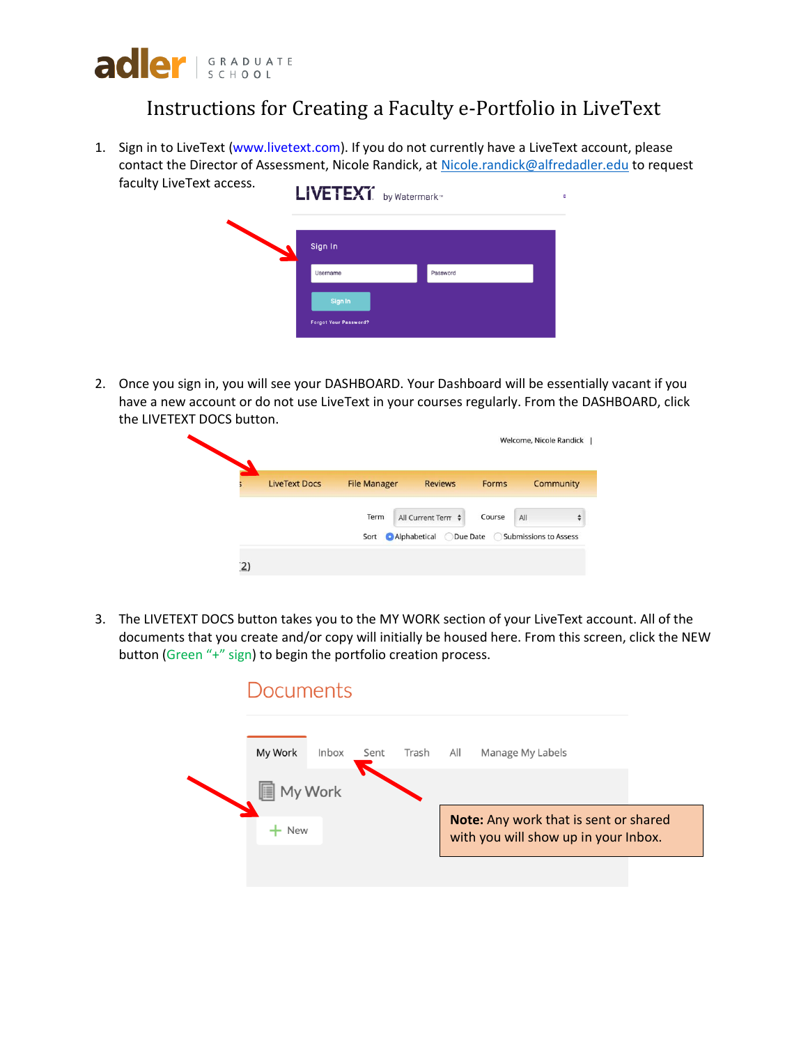adler GRADUATE SCHOOL

# Instructions for Creating a Faculty e-Portfolio in LiveText

1. Sign in to LiveText (www.livetext.com). If you do not currently have a LiveText account, please contact the Director of Assessment, Nicole Randick, at Nicole.randick@alfredadler.edu to request faculty LiveText access.

2. Once you sign in, you will see your DASHBOARD. Your Dashboard will be essentially vacant if you have a new account or do not use LiveText in your courses regularly. From the DASHBOARD, click the LIVETEXT DOCS button.

3. The LIVETEXT DOCS button takes you to the MY WORK section of your LiveText account. All of the documents that you create and/or copy will initially be housed here. From this screen, click the NEW button (Green "+" sign) to begin the portfolio creation process.

**Note:** Any work that is sent or shared with you will show up in your Inbox.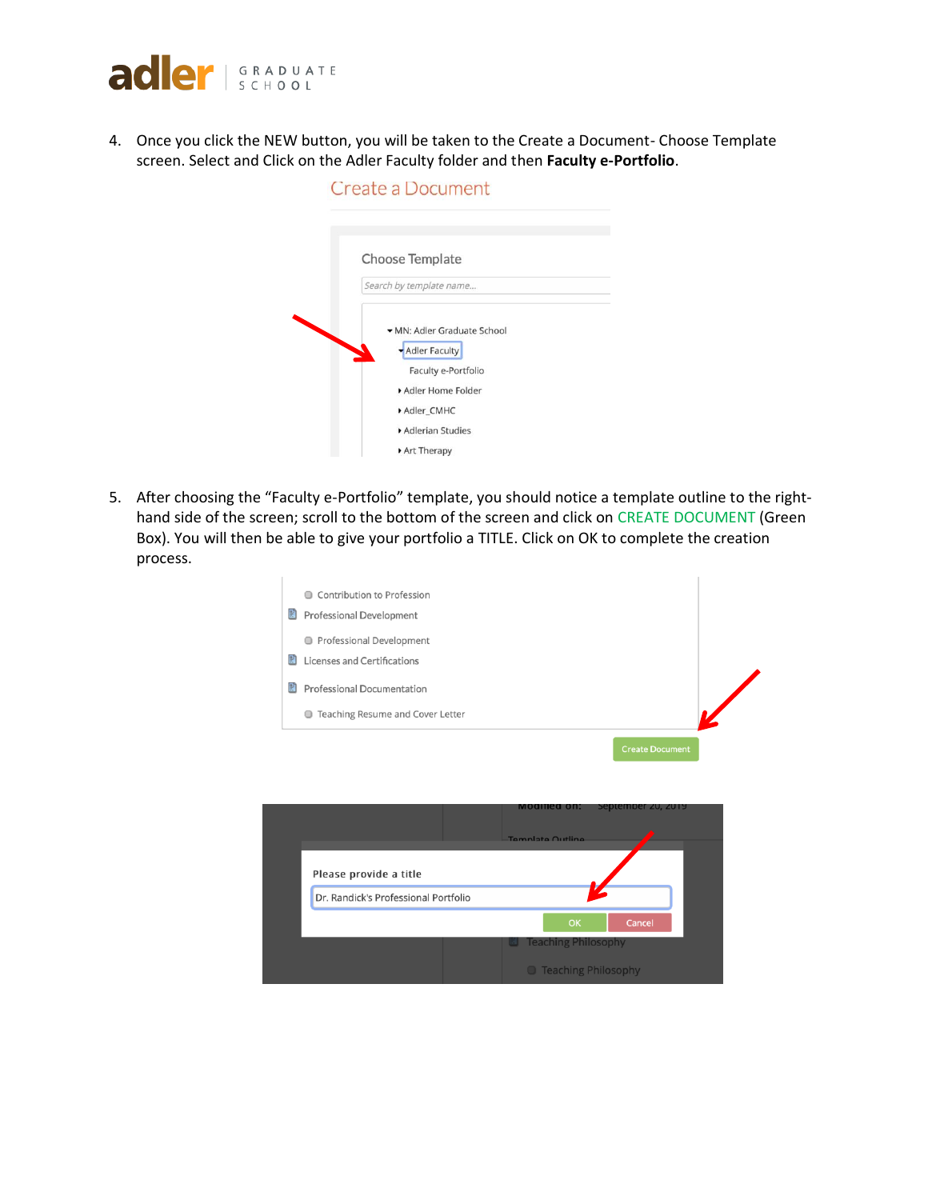4. Once you click the NEW button, you will be taken to the Create a Document- Choose Template screen. Select and Click on the Adler Faculty folder and then **Faculty e-Portfolio**.

5. After choosing the "Faculty e-Portfolio" template, you should notice a template outline to the right-hand side of the screen; scroll to the bottom of the screen and click on CREATE DOCUMENT (Green Box). You will then be able to give your portfolio a TITLE. Click on OK to complete the creation process.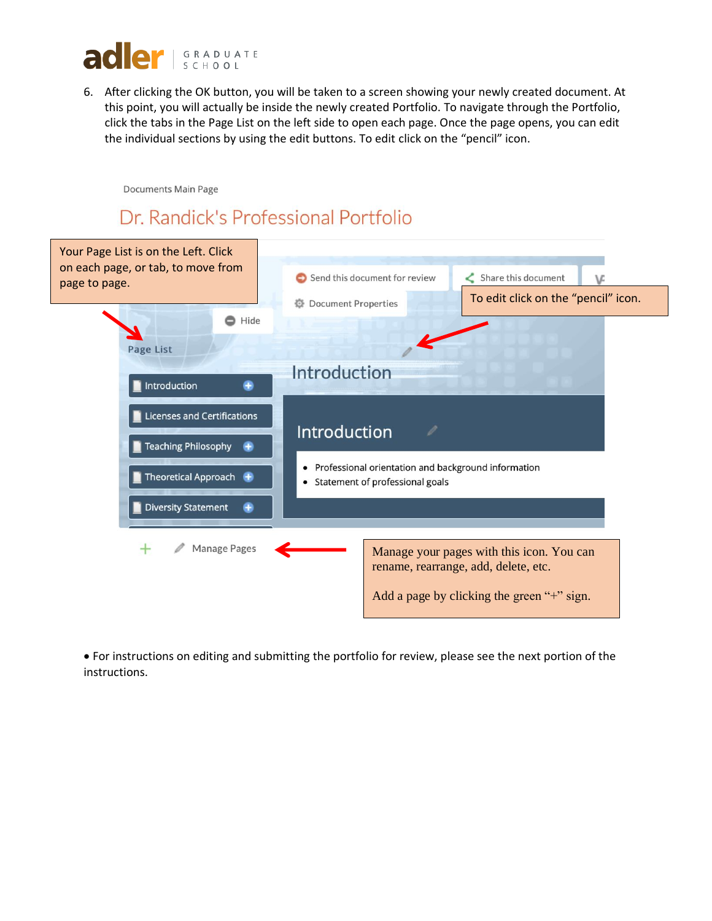6. After clicking the OK button, you will be taken to a screen showing your newly created document. At this point, you will actually be inside the newly created Portfolio. To navigate through the Portfolio, click the tabs in the Page List on the left side to open each page. Once the page opens, you can edit the individual sections by using the edit buttons. To edit click on the “pencil” icon.

Documents Main Page

Dr. Randick's Professional Portfolio

Your Page List is on the Left. Click on each page, or tab, to move from page to page.

Send this document for review

Share this document

Document Properties

To edit click on the “pencil” icon.

Hide

Page List

Introduction

Licenses and Certifications

Teaching Philosophy

Theoretical Approach

Diversity Statement

Introduction

- Professional orientation and background information
- Statement of professional goals

Manage Pages

Manage your pages with this icon. You can rename, rearrange, add, delete, etc.

Add a page by clicking the green “+” sign.

• For instructions on editing and submitting the portfolio for review, please see the next portion of the instructions.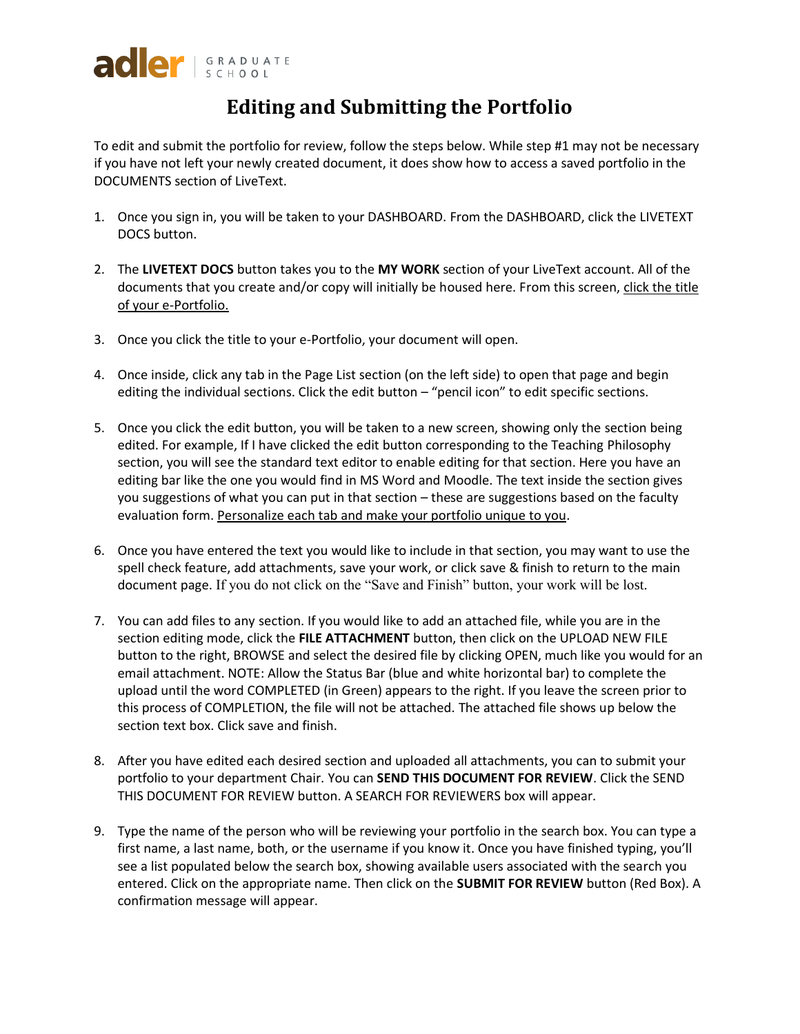adler | GRADUATE SCHOOL

# Editing and Submitting the Portfolio

To edit and submit the portfolio for review, follow the steps below. While step #1 may not be necessary if you have not left your newly created document, it does show how to access a saved portfolio in the DOCUMENTS section of LiveText.

1. Once you sign in, you will be taken to your DASHBOARD. From the DASHBOARD, click the LIVETEXT DOCS button.

2. The **LIVETEXT DOCS** button takes you to the **MY WORK** section of your LiveText account. All of the documents that you create and/or copy will initially be housed here. From this screen, click the title of your e-Portfolio.

3. Once you click the title to your e-Portfolio, your document will open.

4. Once inside, click any tab in the Page List section (on the left side) to open that page and begin editing the individual sections. Click the edit button – "pencil icon" to edit specific sections.

5. Once you click the edit button, you will be taken to a new screen, showing only the section being edited. For example, If I have clicked the edit button corresponding to the Teaching Philosophy section, you will see the standard text editor to enable editing for that section. Here you have an editing bar like the one you would find in MS Word and Moodle. The text inside the section gives you suggestions of what you can put in that section – these are suggestions based on the faculty evaluation form. Personalize each tab and make your portfolio unique to you.

6. Once you have entered the text you would like to include in that section, you may want to use the spell check feature, add attachments, save your work, or click save & finish to return to the main document page. If you do not click on the "Save and Finish" button, your work will be lost.

7. You can add files to any section. If you would like to add an attached file, while you are in the section editing mode, click the **FILE ATTACHMENT** button, then click on the UPLOAD NEW FILE button to the right, BROWSE and select the desired file by clicking OPEN, much like you would for an email attachment. NOTE: Allow the Status Bar (blue and white horizontal bar) to complete the upload until the word COMPLETED (in Green) appears to the right. If you leave the screen prior to this process of COMPLETION, the file will not be attached. The attached file shows up below the section text box. Click save and finish.

8. After you have edited each desired section and uploaded all attachments, you can to submit your portfolio to your department Chair. You can **SEND THIS DOCUMENT FOR REVIEW**. Click the SEND THIS DOCUMENT FOR REVIEW button. A SEARCH FOR REVIEWERS box will appear.

9. Type the name of the person who will be reviewing your portfolio in the search box. You can type a first name, a last name, both, or the username if you know it. Once you have finished typing, you'll see a list populated below the search box, showing available users associated with the search you entered. Click on the appropriate name. Then click on the **SUBMIT FOR REVIEW** button (Red Box). A confirmation message will appear.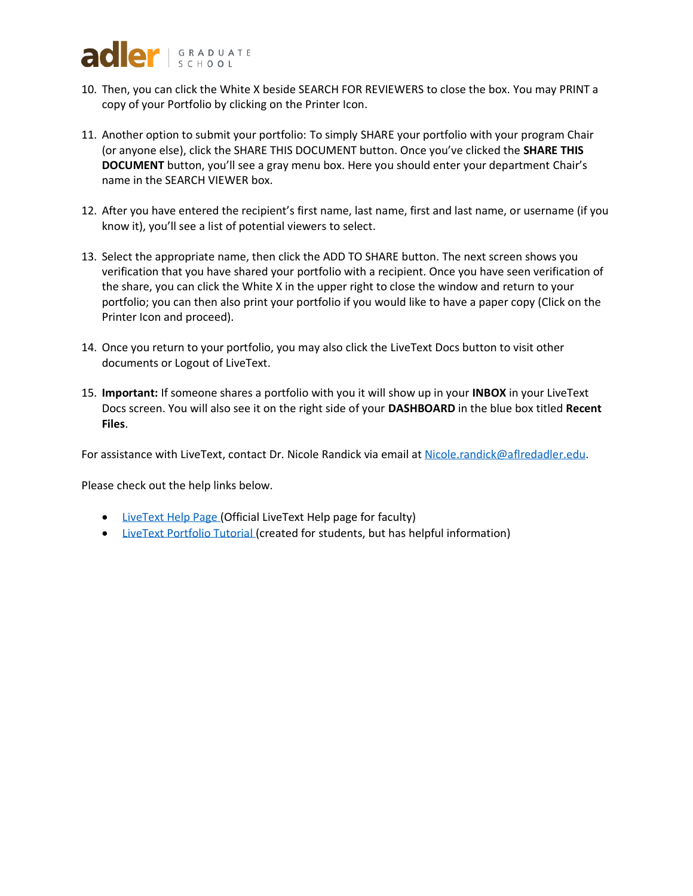10. Then, you can click the White X beside SEARCH FOR REVIEWERS to close the box. You may PRINT a copy of your Portfolio by clicking on the Printer Icon.

11. Another option to submit your portfolio: To simply SHARE your portfolio with your program Chair (or anyone else), click the SHARE THIS DOCUMENT button. Once you've clicked the **SHARE THIS DOCUMENT** button, you'll see a gray menu box. Here you should enter your department Chair's name in the SEARCH VIEWER box.

12. After you have entered the recipient's first name, last name, first and last name, or username (if you know it), you'll see a list of potential viewers to select.

13. Select the appropriate name, then click the ADD TO SHARE button. The next screen shows you verification that you have shared your portfolio with a recipient. Once you have seen verification of the share, you can click the White X in the upper right to close the window and return to your portfolio; you can then also print your portfolio if you would like to have a paper copy (Click on the Printer Icon and proceed).

14. Once you return to your portfolio, you may also click the LiveText Docs button to visit other documents or Logout of LiveText.

15. **Important:** If someone shares a portfolio with you it will show up in your **INBOX** in your LiveText Docs screen. You will also see it on the right side of your **DASHBOARD** in the blue box titled **Recent Files**.

For assistance with LiveText, contact Dr. Nicole Randick via email at Nicole.randick@aflredadler.edu.

Please check out the help links below.

- LiveText Help Page (Official LiveText Help page for faculty)
- LiveText Portfolio Tutorial (created for students, but has helpful information)